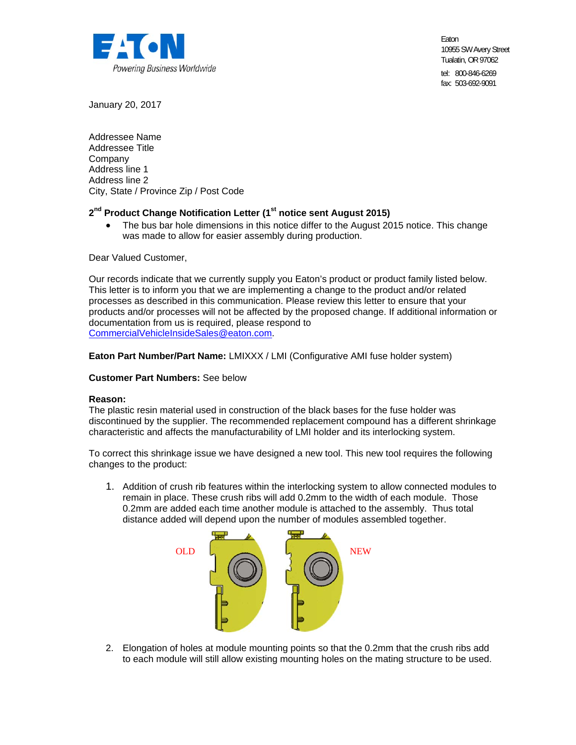Eaton
10955 SW Avery Street
Tualatin, OR 97062
tel: 800-846-6269
fax: 503-692-9091

January 20, 2017

Addressee Name
Addressee Title
Company
Address line 1
Address line 2
City, State / Province Zip / Post Code

**2nd Product Change Notification Letter (1st notice sent August 2015)**

- The bus bar hole dimensions in this notice differ to the August 2015 notice. This change was made to allow for easier assembly during production.

Dear Valued Customer,

Our records indicate that we currently supply you Eaton's product or product family listed below. This letter is to inform you that we are implementing a change to the product and/or related processes as described in this communication. Please review this letter to ensure that your products and/or processes will not be affected by the proposed change. If additional information or documentation from us is required, please respond to CommercialVehicleInsideSales@eaton.com.

**Eaton Part Number/Part Name:** LMIXXX / LMI (Configurative AMI fuse holder system)

**Customer Part Numbers:** See below

**Reason:**
The plastic resin material used in construction of the black bases for the fuse holder was discontinued by the supplier. The recommended replacement compound has a different shrinkage characteristic and affects the manufacturability of LMI holder and its interlocking system.

To correct this shrinkage issue we have designed a new tool. This new tool requires the following changes to the product:

1. Addition of crush rib features within the interlocking system to allow connected modules to remain in place. These crush ribs will add 0.2mm to the width of each module. Those 0.2mm are added each time another module is attached to the assembly. Thus total distance added will depend upon the number of modules assembled together.

OLD NEW

2. Elongation of holes at module mounting points so that the 0.2mm that the crush ribs add to each module will still allow existing mounting holes on the mating structure to be used.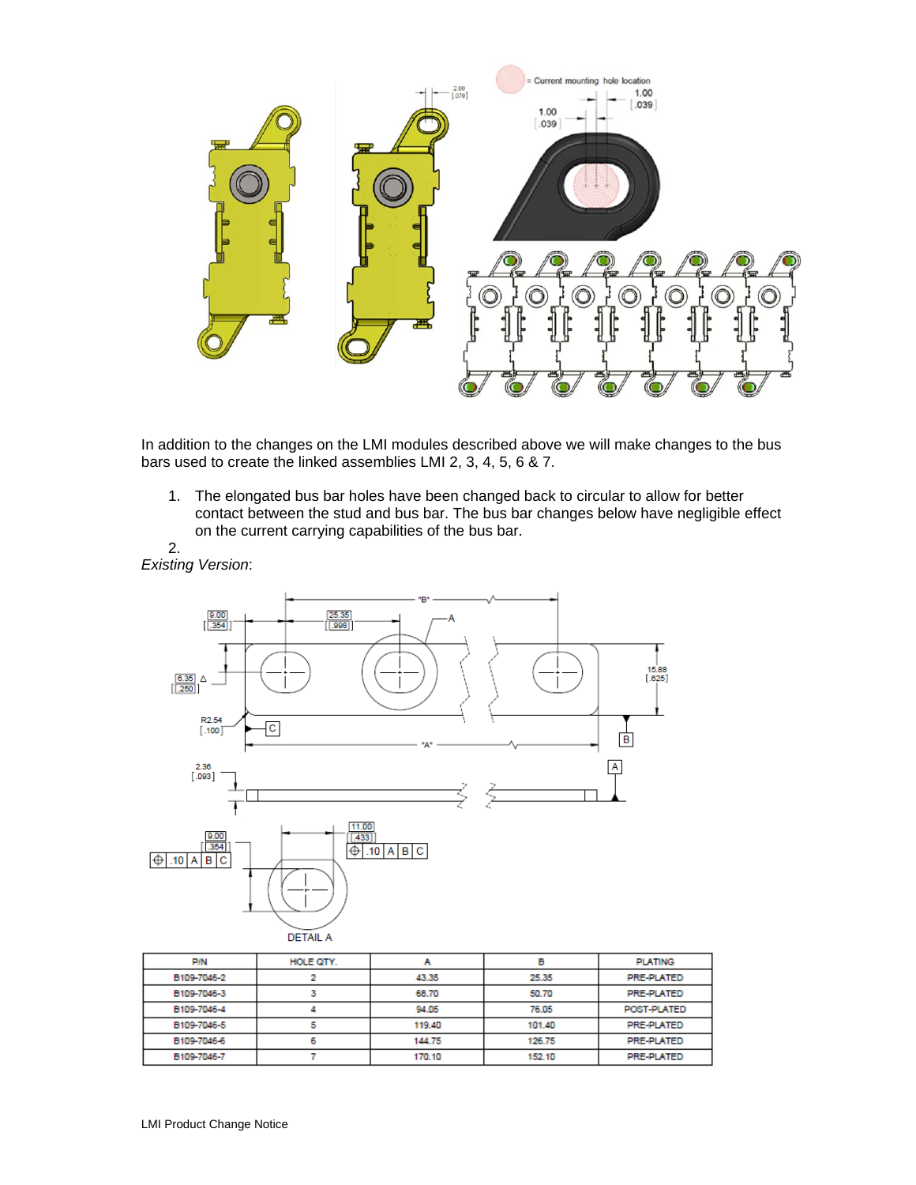In addition to the changes on the LMI modules described above we will make changes to the bus bars used to create the linked assemblies LMI 2, 3, 4, 5, 6 & 7.

1. The elongated bus bar holes have been changed back to circular to allow for better contact between the stud and bus bar. The bus bar changes below have negligible effect on the current carrying capabilities of the bus bar.
2.

*Existing Version*:

| P/N | HOLE QTY. | A | B | PLATING |
|---|---|---|---|---|
| B109-7046-2 | 2 | 43.35 | 25.35 | PRE-PLATED |
| B109-7046-3 | 3 | 68.70 | 50.70 | PRE-PLATED |
| B109-7046-4 | 4 | 94.05 | 76.05 | POST-PLATED |
| B109-7046-5 | 5 | 119.40 | 101.40 | PRE-PLATED |
| B109-7046-6 | 6 | 144.75 | 126.75 | PRE-PLATED |
| B109-7046-7 | 7 | 170.10 | 152.10 | PRE-PLATED |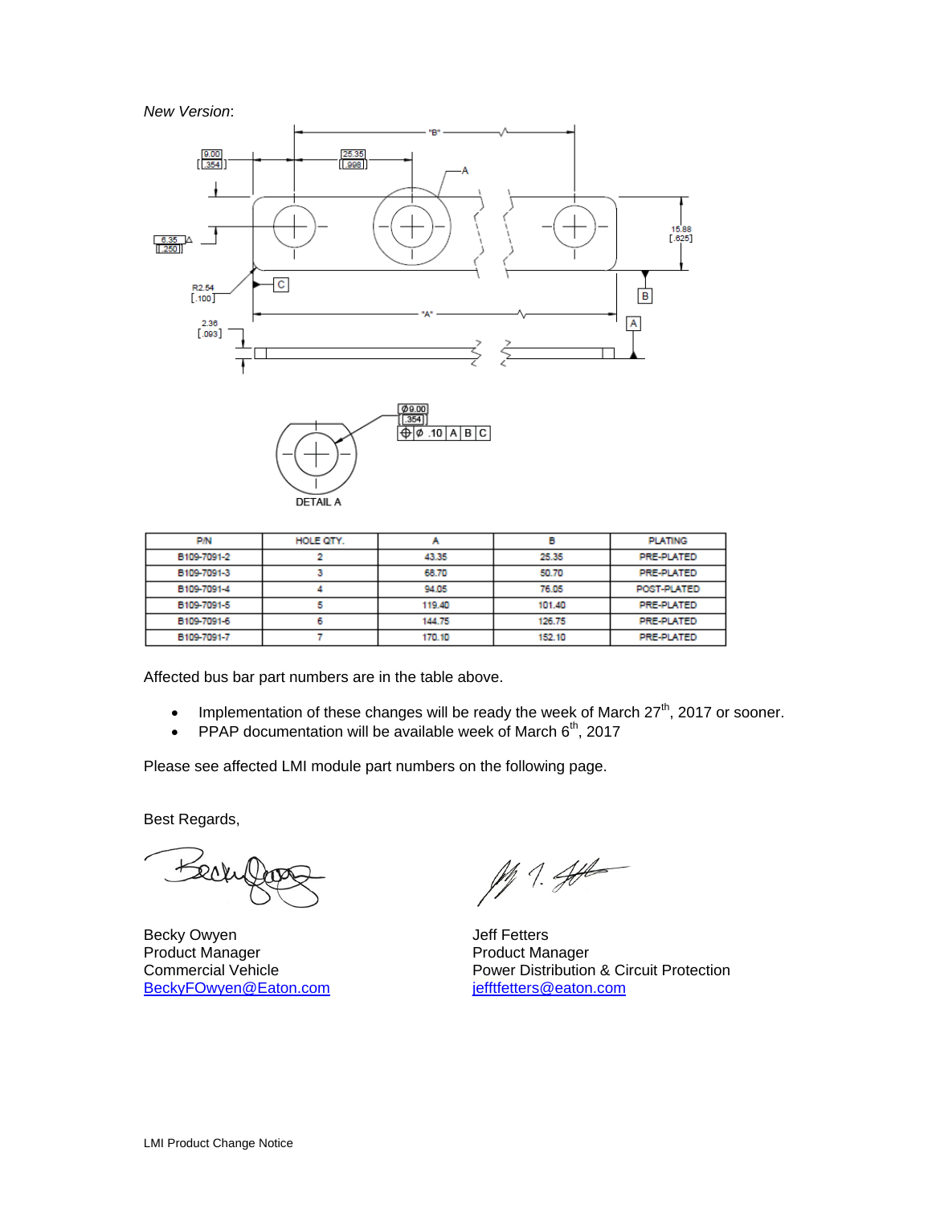*New Version*:

| P/N | HOLE QTY. | A | B | PLATING |
| --- | --- | --- | --- | --- |
| B109-7091-2 | 2 | 43.35 | 25.35 | PRE-PLATED |
| B109-7091-3 | 3 | 68.70 | 50.70 | PRE-PLATED |
| B109-7091-4 | 4 | 94.05 | 76.05 | POST-PLATED |
| B109-7091-5 | 5 | 119.40 | 101.40 | PRE-PLATED |
| B109-7091-6 | 6 | 144.75 | 126.75 | PRE-PLATED |
| B109-7091-7 | 7 | 170.10 | 152.10 | PRE-PLATED |

Affected bus bar part numbers are in the table above.

- Implementation of these changes will be ready the week of March 27th, 2017 or sooner.
- PPAP documentation will be available week of March 6th, 2017

Please see affected LMI module part numbers on the following page.

Best Regards,

Becky Owyen
Product Manager
Commercial Vehicle
BeckyFOwyen@Eaton.com

Jeff Fetters
Product Manager
Power Distribution & Circuit Protection
jefftfetters@eaton.com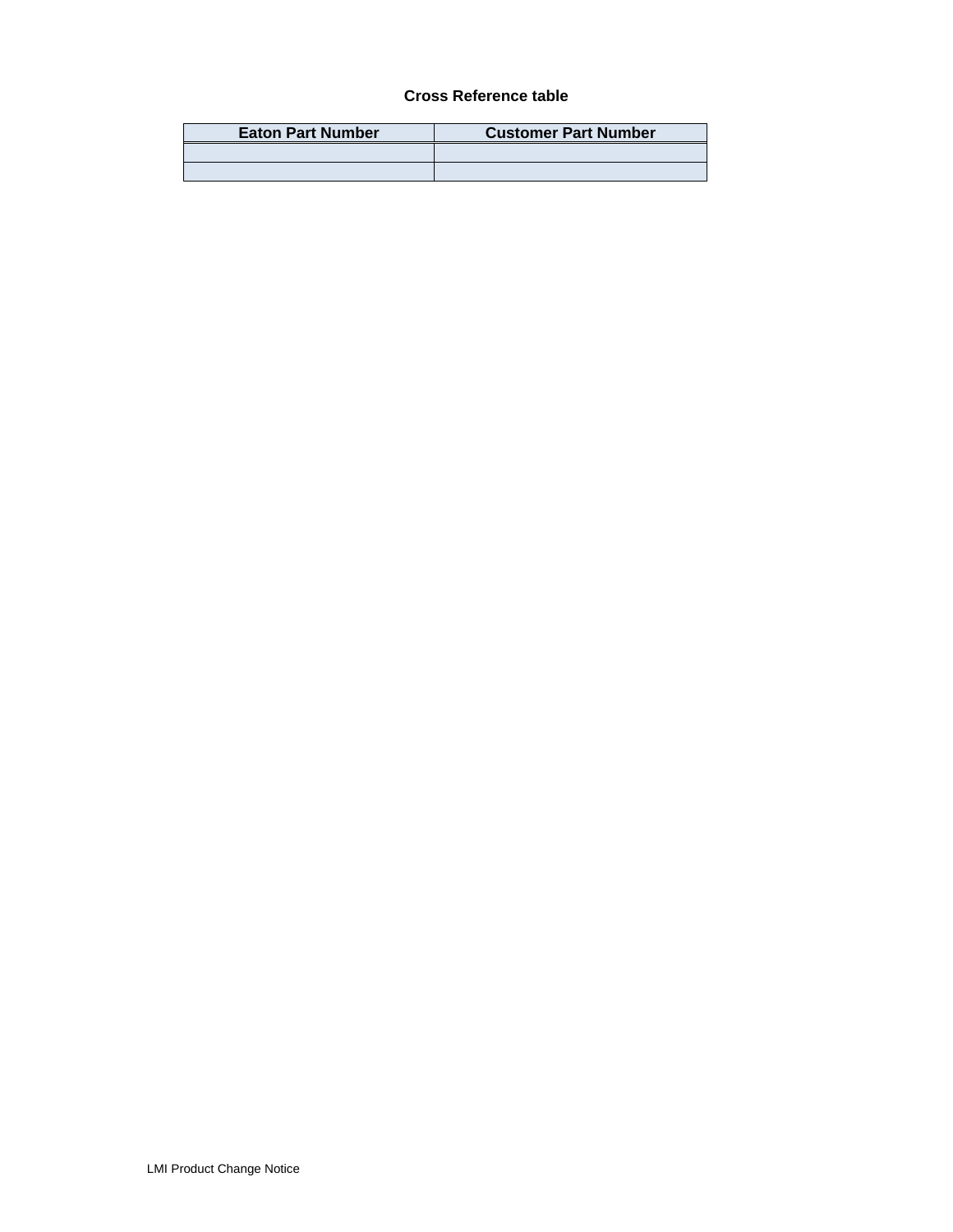**Cross Reference table**

| Eaton Part Number | Customer Part Number |
| --- | --- |
| | |
| | |